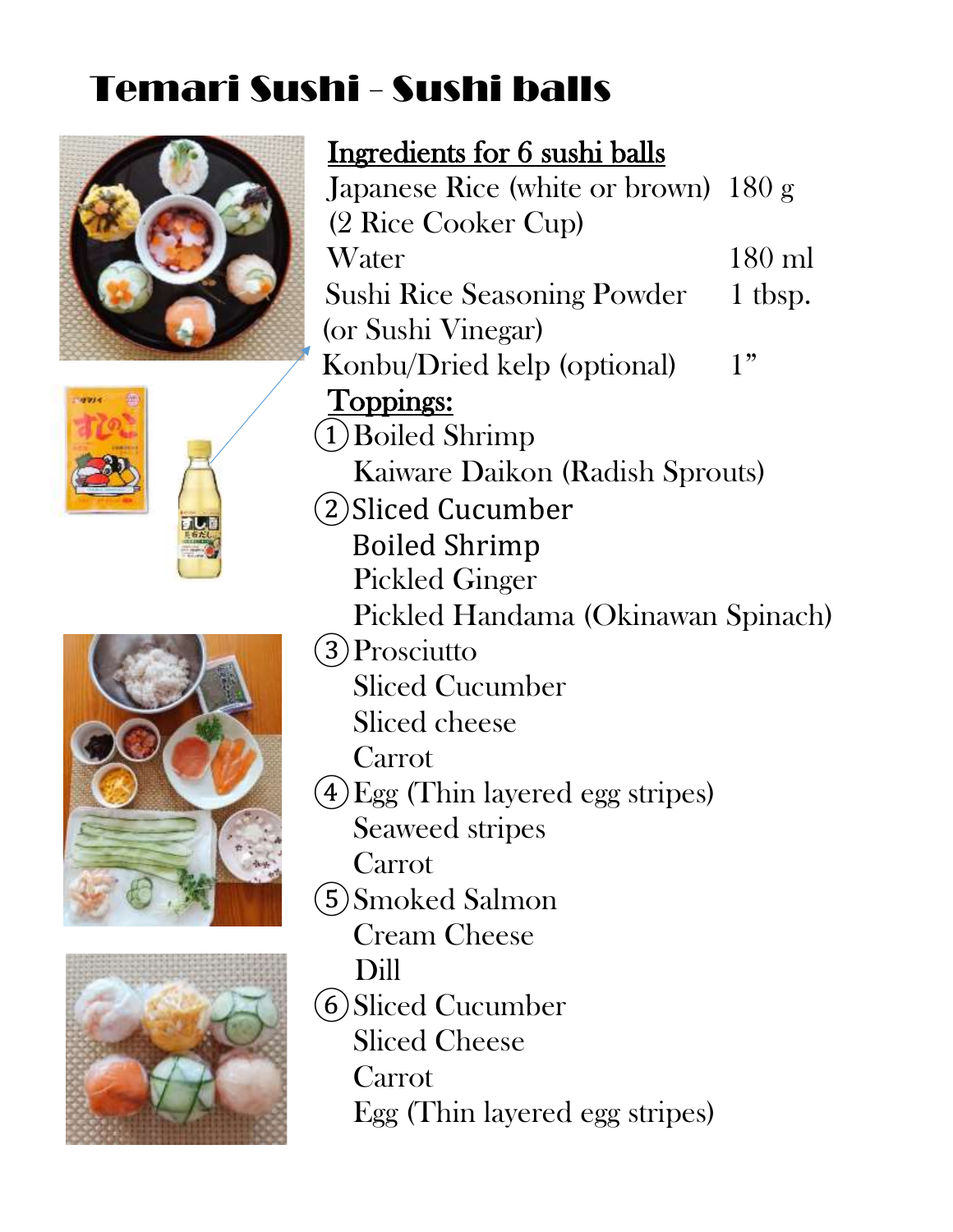# Temari Sushi - Sushi balls

## Ingredients for 6 sushi balls

| Ingredient | Amount |
|---|---|
| Japanese Rice (white or brown) (2 Rice Cooker Cup) | 180 g |
| Water | 180 ml |
| Sushi Rice Seasoning Powder (or Sushi Vinegar) | 1 tbsp. |
| Konbu/Dried kelp (optional) | 1” |

## Toppings:

① Boiled Shrimp
   Kaiware Daikon (Radish Sprouts)

② Sliced Cucumber
   Boiled Shrimp
   Pickled Ginger
   Pickled Handama (Okinawan Spinach)

③ Prosciutto
   Sliced Cucumber
   Sliced cheese
   Carrot

④ Egg (Thin layered egg stripes)
   Seaweed stripes
   Carrot

⑤ Smoked Salmon
   Cream Cheese
   Dill

⑥ Sliced Cucumber
   Sliced Cheese
   Carrot
   Egg (Thin layered egg stripes)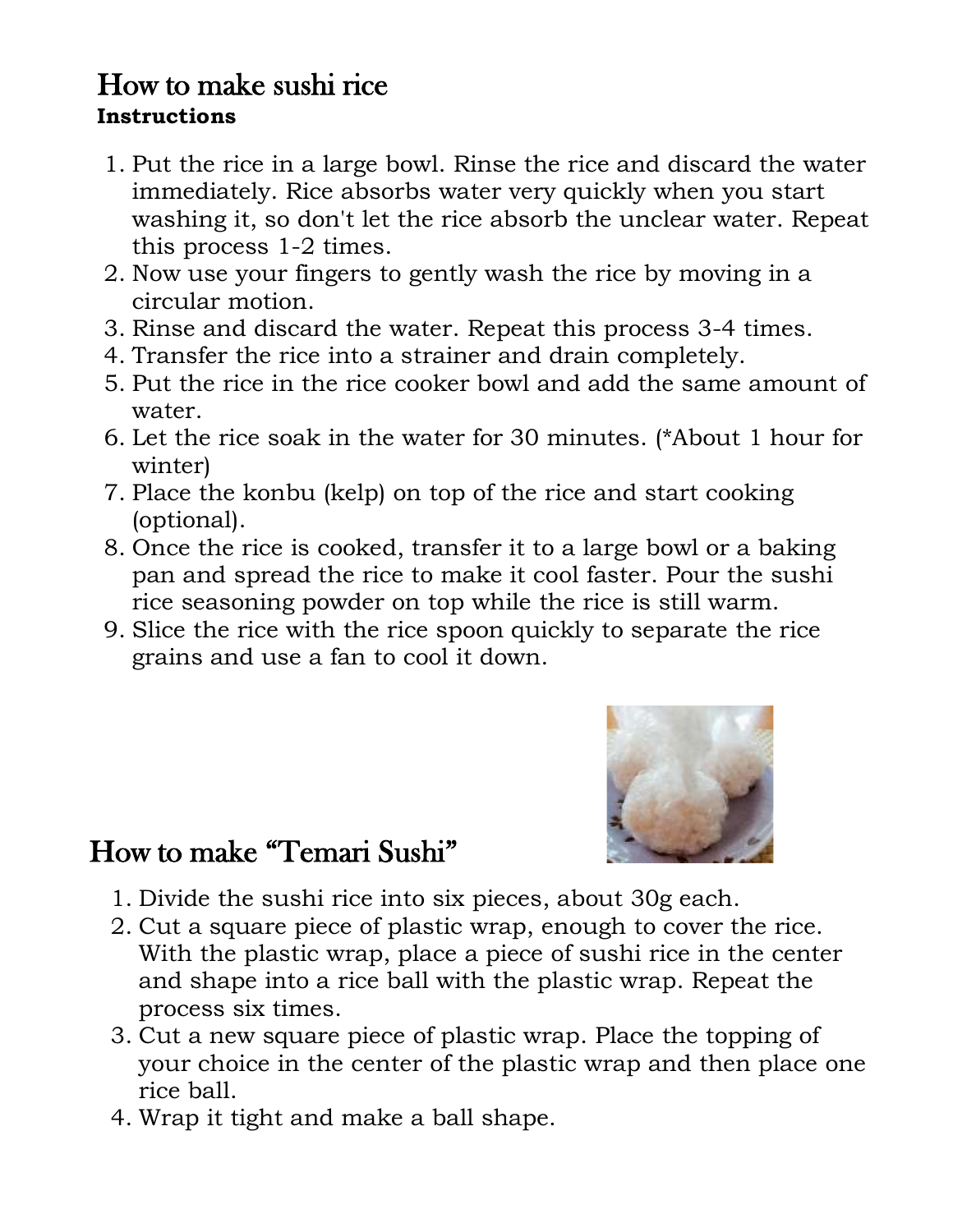# How to make sushi rice

**Instructions**

1. Put the rice in a large bowl. Rinse the rice and discard the water immediately. Rice absorbs water very quickly when you start washing it, so don't let the rice absorb the unclear water. Repeat this process 1-2 times.
2. Now use your fingers to gently wash the rice by moving in a circular motion.
3. Rinse and discard the water. Repeat this process 3-4 times.
4. Transfer the rice into a strainer and drain completely.
5. Put the rice in the rice cooker bowl and add the same amount of water.
6. Let the rice soak in the water for 30 minutes. (*About 1 hour for winter)
7. Place the konbu (kelp) on top of the rice and start cooking (optional).
8. Once the rice is cooked, transfer it to a large bowl or a baking pan and spread the rice to make it cool faster. Pour the sushi rice seasoning powder on top while the rice is still warm.
9. Slice the rice with the rice spoon quickly to separate the rice grains and use a fan to cool it down.

# How to make "Temari Sushi"

1. Divide the sushi rice into six pieces, about 30g each.
2. Cut a square piece of plastic wrap, enough to cover the rice. With the plastic wrap, place a piece of sushi rice in the center and shape into a rice ball with the plastic wrap. Repeat the process six times.
3. Cut a new square piece of plastic wrap. Place the topping of your choice in the center of the plastic wrap and then place one rice ball.
4. Wrap it tight and make a ball shape.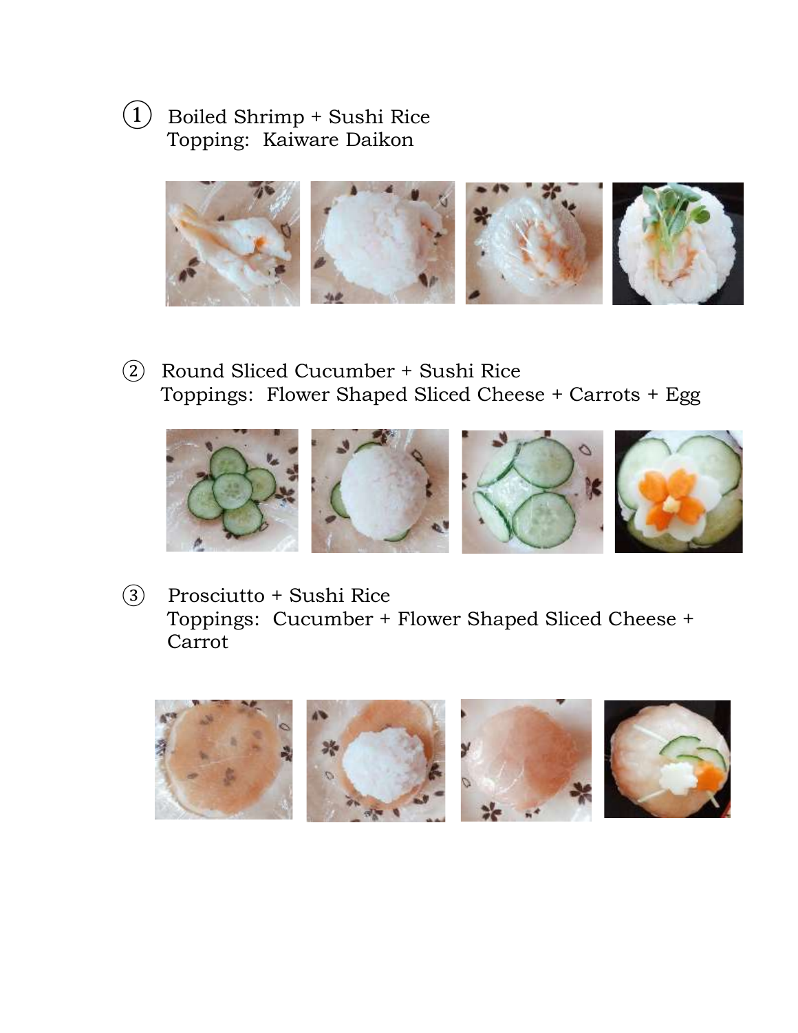① Boiled Shrimp + Sushi Rice
Topping: Kaiware Daikon

② Round Sliced Cucumber + Sushi Rice
Toppings: Flower Shaped Sliced Cheese + Carrots + Egg

③ Prosciutto + Sushi Rice
Toppings: Cucumber + Flower Shaped Sliced Cheese + Carrot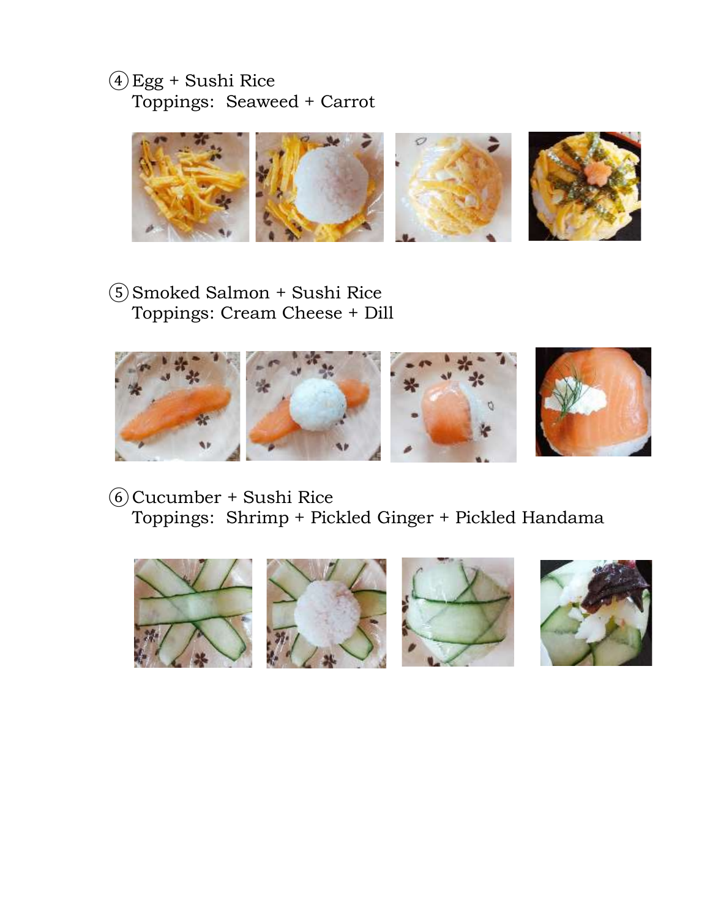④ Egg + Sushi Rice
Toppings: Seaweed + Carrot

⑤ Smoked Salmon + Sushi Rice
Toppings: Cream Cheese + Dill

⑥ Cucumber + Sushi Rice
Toppings: Shrimp + Pickled Ginger + Pickled Handama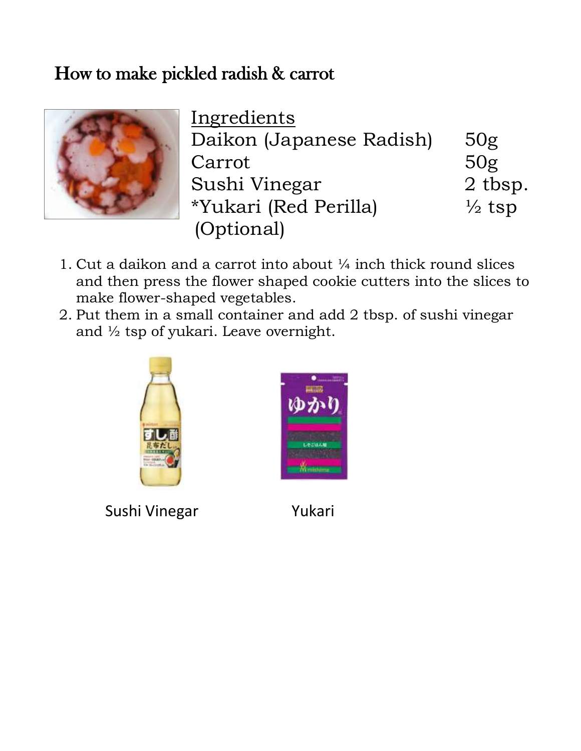# How to make pickled radish & carrot

## Ingredients

| | |
|---|---|
| Daikon (Japanese Radish) | 50g |
| Carrot | 50g |
| Sushi Vinegar | 2 tbsp. |
| *Yukari (Red Perilla) (Optional) | ½ tsp |

1. Cut a daikon and a carrot into about ¼ inch thick round slices and then press the flower shaped cookie cutters into the slices to make flower-shaped vegetables.
2. Put them in a small container and add 2 tbsp. of sushi vinegar and ½ tsp of yukari. Leave overnight.

Sushi Vinegar

Yukari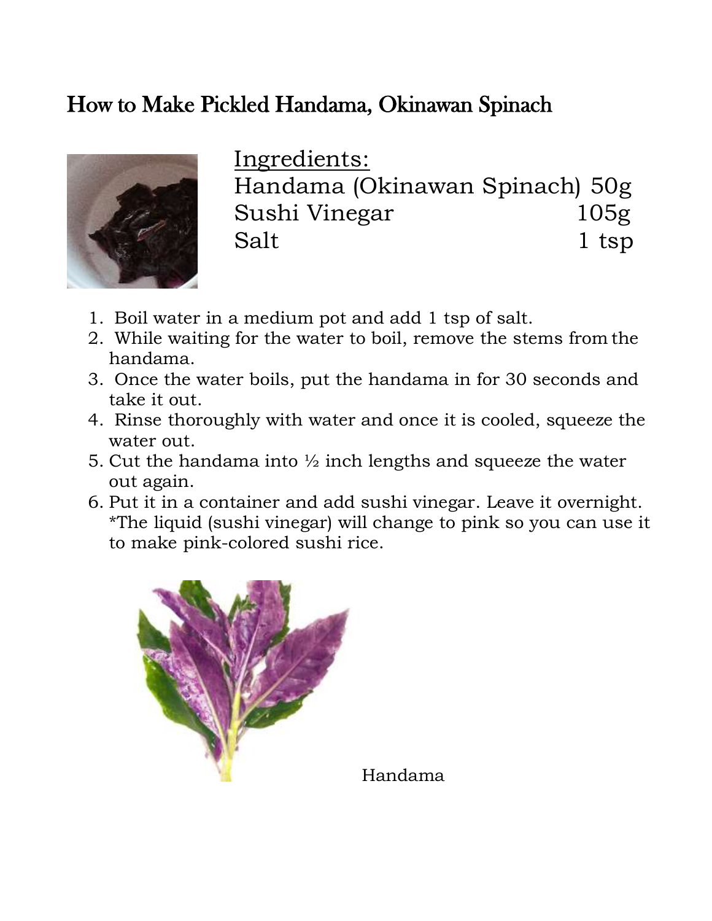# How to Make Pickled Handama, Okinawan Spinach

Ingredients:

| | |
|---|---|
| Handama (Okinawan Spinach) | 50g |
| Sushi Vinegar | 105g |
| Salt | 1 tsp |

1. Boil water in a medium pot and add 1 tsp of salt.
2. While waiting for the water to boil, remove the stems from the handama.
3. Once the water boils, put the handama in for 30 seconds and take it out.
4. Rinse thoroughly with water and once it is cooled, squeeze the water out.
5. Cut the handama into ½ inch lengths and squeeze the water out again.
6. Put it in a container and add sushi vinegar. Leave it overnight.
   *The liquid (sushi vinegar) will change to pink so you can use it to make pink-colored sushi rice.

Handama